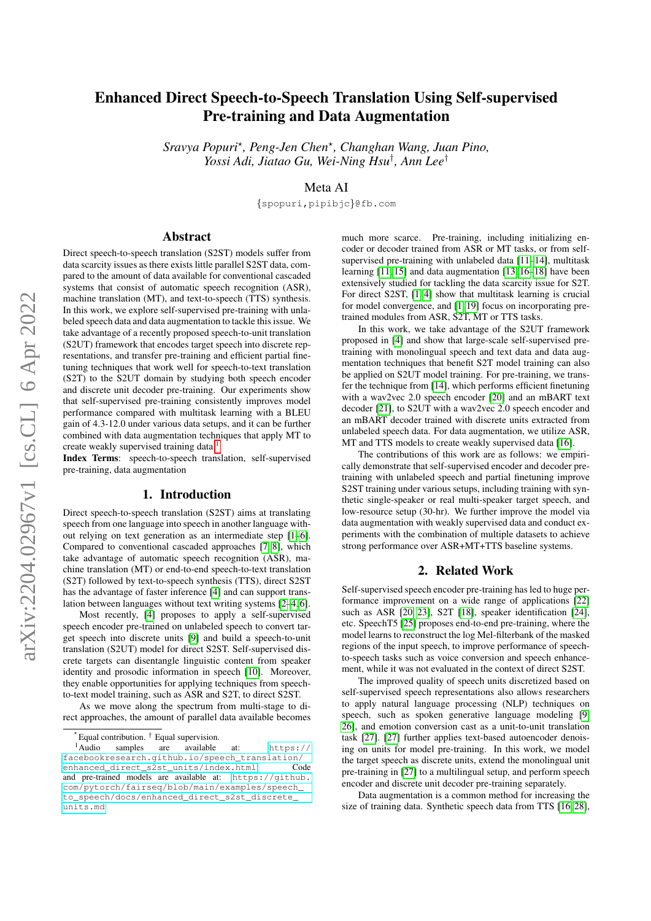# Enhanced Direct Speech-to-Speech Translation Using Self-supervised Pre-training and Data Augmentation

*Sravya Popuri*, Peng-Jen Chen*, Changhan Wang, Juan Pino, Yossi Adi, Jiatao Gu, Wei-Ning Hsu†, Ann Lee†*

Meta AI

{spopuri,pipibjc}@fb.com

## Abstract

Direct speech-to-speech translation (S2ST) models suffer from data scarcity issues as there exists little parallel S2ST data, compared to the amount of data available for conventional cascaded systems that consist of automatic speech recognition (ASR), machine translation (MT), and text-to-speech (TTS) synthesis. In this work, we explore self-supervised pre-training with unlabeled speech data and data augmentation to tackle this issue. We take advantage of a recently proposed speech-to-unit translation (S2UT) framework that encodes target speech into discrete representations, and transfer pre-training and efficient partial finetuning techniques that work well for speech-to-text translation (S2T) to the S2UT domain by studying both speech encoder and discrete unit decoder pre-training. Our experiments show that self-supervised pre-training consistently improves model performance compared with multitask learning with a BLEU gain of 4.3-12.0 under various data setups, and it can be further combined with data augmentation techniques that apply MT to create weakly supervised training data.[1]

**Index Terms**: speech-to-speech translation, self-supervised pre-training, data augmentation

## 1. Introduction

Direct speech-to-speech translation (S2ST) aims at translating speech from one language into speech in another language without relying on text generation as an intermediate step [1–6]. Compared to conventional cascaded approaches [7, 8], which take advantage of automatic speech recognition (ASR), machine translation (MT) or end-to-end speech-to-text translation (S2T) followed by text-to-speech synthesis (TTS), direct S2ST has the advantage of faster inference [4] and can support translation between languages without text writing systems [2–4, 6].

Most recently, [4] proposes to apply a self-supervised speech encoder pre-trained on unlabeled speech to convert target speech into discrete units [9] and build a speech-to-unit translation (S2UT) model for direct S2ST. Self-supervised discrete targets can disentangle linguistic content from speaker identity and prosodic information in speech [10]. Moreover, they enable opportunities for applying techniques from speech-to-text model training, such as ASR and S2T, to direct S2ST.

As we move along the spectrum from multi-stage to direct approaches, the amount of parallel data available becomes much more scarce. Pre-training, including initializing encoder or decoder trained from ASR or MT tasks, or from self-supervised pre-training with unlabeled data [11–14], multitask learning [11, 15] and data augmentation [13, 16–18] have been extensively studied for tackling the data scarcity issue for S2T. For direct S2ST, [1, 4] show that multitask learning is crucial for model convergence, and [1, 19] focus on incorporating pre-trained modules from ASR, S2T, MT or TTS tasks.

In this work, we take advantage of the S2UT framework proposed in [4] and show that large-scale self-supervised pre-training with monolingual speech and text data and data augmentation techniques that benefit S2T model training can also be applied on S2UT model training. For pre-training, we transfer the technique from [14], which performs efficient finetuning with a wav2vec 2.0 speech encoder [20] and an mBART text decoder [21], to S2UT with a wav2vec 2.0 speech encoder and an mBART decoder trained with discrete units extracted from unlabeled speech data. For data augmentation, we utilize ASR, MT and TTS models to create weakly supervised data [16].

The contributions of this work are as follows: we empirically demonstrate that self-supervised encoder and decoder pre-training with unlabeled speech and partial finetuning improve S2ST training under various setups, including training with synthetic single-speaker or real multi-speaker target speech, and low-resource setup (30-hr). We further improve the model via data augmentation with weakly supervised data and conduct experiments with the combination of multiple datasets to achieve strong performance over ASR+MT+TTS baseline systems.

## 2. Related Work

Self-supervised speech encoder pre-training has led to huge performance improvement on a wide range of applications [22] such as ASR [20, 23], S2T [18], speaker identification [24], etc. SpeechT5 [25] proposes end-to-end pre-training, where the model learns to reconstruct the log Mel-filterbank of the masked regions of the input speech, to improve performance of speech-to-speech tasks such as voice conversion and speech enhancement, while it was not evaluated in the context of direct S2ST.

The improved quality of speech units discretized based on self-supervised speech representations also allows researchers to apply natural language processing (NLP) techniques on speech, such as spoken generative language modeling [9, 26], and emotion conversion cast as a unit-to-unit translation task [27]. [27] further applies text-based autoencoder denoising on units for model pre-training. In this work, we model the target speech as discrete units, extend the monolingual unit pre-training in [27] to a multilingual setup, and perform speech encoder and discrete unit decoder pre-training separately.

Data augmentation is a common method for increasing the size of training data. Synthetic speech data from TTS [16, 28],

---

*Equal contribution. † Equal supervision.

[1] Audio samples are available at: https://facebookresearch.github.io/speech_translation/enhanced_direct_s2st_units/index.html Code and pre-trained models are available at: https://github.com/pytorch/fairseq/blob/main/examples/speech_to_speech/docs/enhanced_direct_s2st_discrete_units.md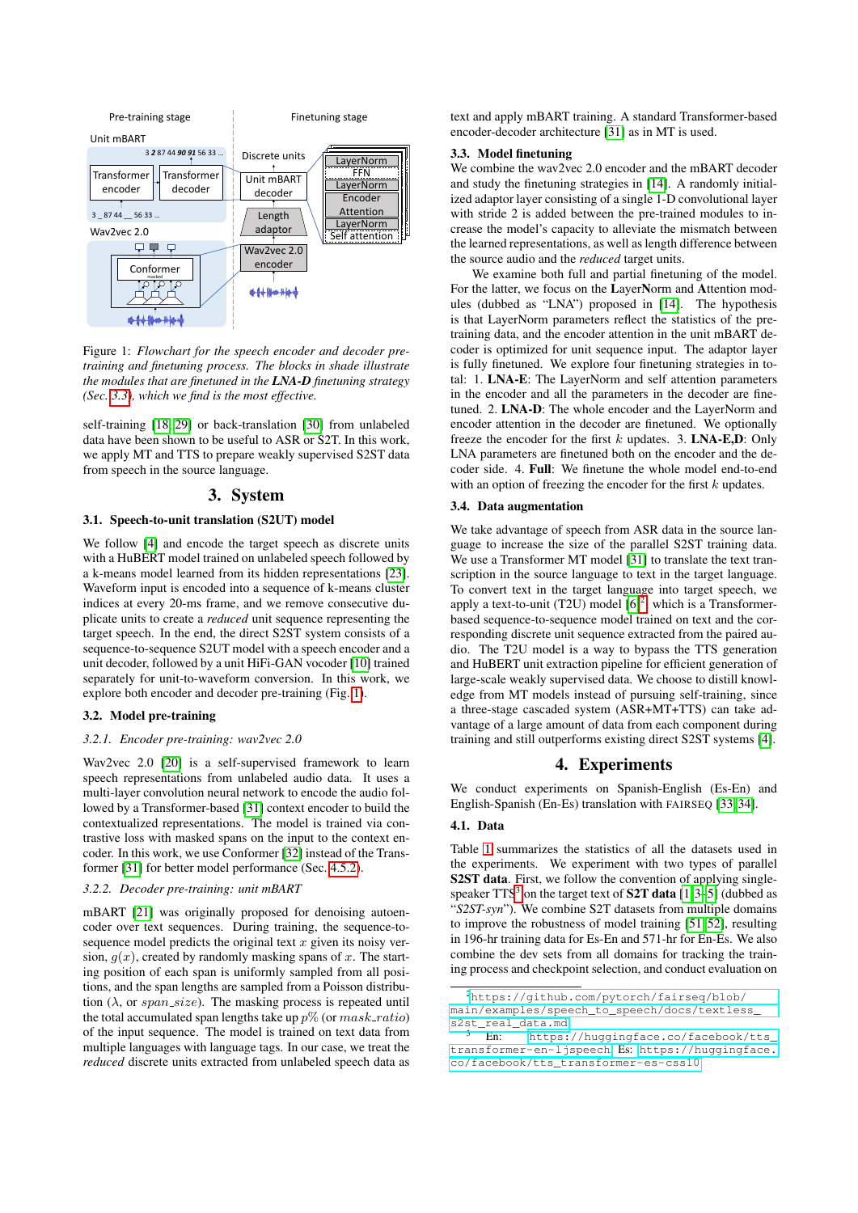Figure 1: *Flowchart for the speech encoder and decoder pre-training and finetuning process. The blocks in shade illustrate the modules that are finetuned in the **LNA-D** finetuning strategy (Sec. 3.3), which we find is the most effective.*

self-training [18, 29] or back-translation [30] from unlabeled data have been shown to be useful to ASR or S2T. In this work, we apply MT and TTS to prepare weakly supervised S2ST data from speech in the source language.

## 3. System

### 3.1. Speech-to-unit translation (S2UT) model

We follow [4] and encode the target speech as discrete units with a HuBERT model trained on unlabeled speech followed by a k-means model learned from its hidden representations [23]. Waveform input is encoded into a sequence of k-means cluster indices at every 20-ms frame, and we remove consecutive duplicate units to create a *reduced* unit sequence representing the target speech. In the end, the direct S2ST system consists of a sequence-to-sequence S2UT model with a speech encoder and a unit decoder, followed by a unit HiFi-GAN vocoder [10] trained separately for unit-to-waveform conversion. In this work, we explore both encoder and decoder pre-training (Fig. 1).

### 3.2. Model pre-training

#### 3.2.1. Encoder pre-training: wav2vec 2.0

Wav2vec 2.0 [20] is a self-supervised framework to learn speech representations from unlabeled audio data. It uses a multi-layer convolution neural network to encode the audio followed by a Transformer-based [31] context encoder to build the contextualized representations. The model is trained via contrastive loss with masked spans on the input to the context encoder. In this work, we use Conformer [32] instead of the Transformer [31] for better model performance (Sec. 4.5.2).

#### 3.2.2. Decoder pre-training: unit mBART

mBART [21] was originally proposed for denoising autoencoder over text sequences. During training, the sequence-to-sequence model predicts the original text $x$ given its noisy version, $g(x)$, created by randomly masking spans of $x$. The starting position of each span is uniformly sampled from all positions, and the span lengths are sampled from a Poisson distribution ($\lambda$, or $span\_size$). The masking process is repeated until the total accumulated span lengths take up $p$% (or $mask\_ratio$) of the input sequence. The model is trained on text data from multiple languages with language tags. In our case, we treat the *reduced* discrete units extracted from unlabeled speech data as text and apply mBART training. A standard Transformer-based encoder-decoder architecture [31] as in MT is used.

### 3.3. Model finetuning

We combine the wav2vec 2.0 encoder and the mBART decoder and study the finetuning strategies in [14]. A randomly initialized adaptor layer consisting of a single 1-D convolutional layer with stride 2 is added between the pre-trained modules to increase the model's capacity to alleviate the mismatch between the learned representations, as well as length difference between the source audio and the *reduced* target units.

We examine both full and partial finetuning of the model. For the latter, we focus on the **L**ayer**N**orm and **A**ttention modules (dubbed as "LNA") proposed in [14]. The hypothesis is that LayerNorm parameters reflect the statistics of the pre-training data, and the encoder attention in the unit mBART decoder is optimized for unit sequence input. The adaptor layer is fully finetuned. We explore four finetuning strategies in total: 1. **LNA-E**: The LayerNorm and self attention parameters in the encoder and all the parameters in the decoder are finetuned. 2. **LNA-D**: The whole encoder and the LayerNorm and encoder attention in the decoder are finetuned. We optionally freeze the encoder for the first $k$ updates. 3. **LNA-E,D**: Only LNA parameters are finetuned both on the encoder and the decoder side. 4. **Full**: We finetune the whole model end-to-end with an option of freezing the encoder for the first $k$ updates.

### 3.4. Data augmentation

We take advantage of speech from ASR data in the source language to increase the size of the parallel S2ST training data. We use a Transformer MT model [31] to translate the text transcription in the source language to text in the target language. To convert text in the target language into target speech, we apply a text-to-unit (T2U) model [6][2], which is a Transformer-based sequence-to-sequence model trained on text and the corresponding discrete unit sequence extracted from the paired audio. The T2U model is a way to bypass the TTS generation and HuBERT unit extraction pipeline for efficient generation of large-scale weakly supervised data. We choose to distill knowledge from MT models instead of pursuing self-training, since a three-stage cascaded system (ASR+MT+TTS) can take advantage of a large amount of data from each component during training and still outperforms existing direct S2ST systems [4].

## 4. Experiments

We conduct experiments on Spanish-English (Es-En) and English-Spanish (En-Es) translation with FAIRSEQ [33, 34].

### 4.1. Data

Table 1 summarizes the statistics of all the datasets used in the experiments. We experiment with two types of parallel **S2ST data**. First, we follow the convention of applying single-speaker TTS[3] on the target text of **S2T data** [1, 3–5] (dubbed as "*S2ST-syn*"). We combine S2T datasets from multiple domains to improve the robustness of model training [51, 52], resulting in 196-hr training data for Es-En and 571-hr for En-Es. We also combine the dev sets from all domains for tracking the training process and checkpoint selection, and conduct evaluation on

[2] https://github.com/pytorch/fairseq/blob/main/examples/speech_to_speech/docs/textless_s2st_real_data.md

[3] En: https://huggingface.co/facebook/tts_transformer-en-ljspeech Es: https://huggingface.co/facebook/tts_transformer-es-css10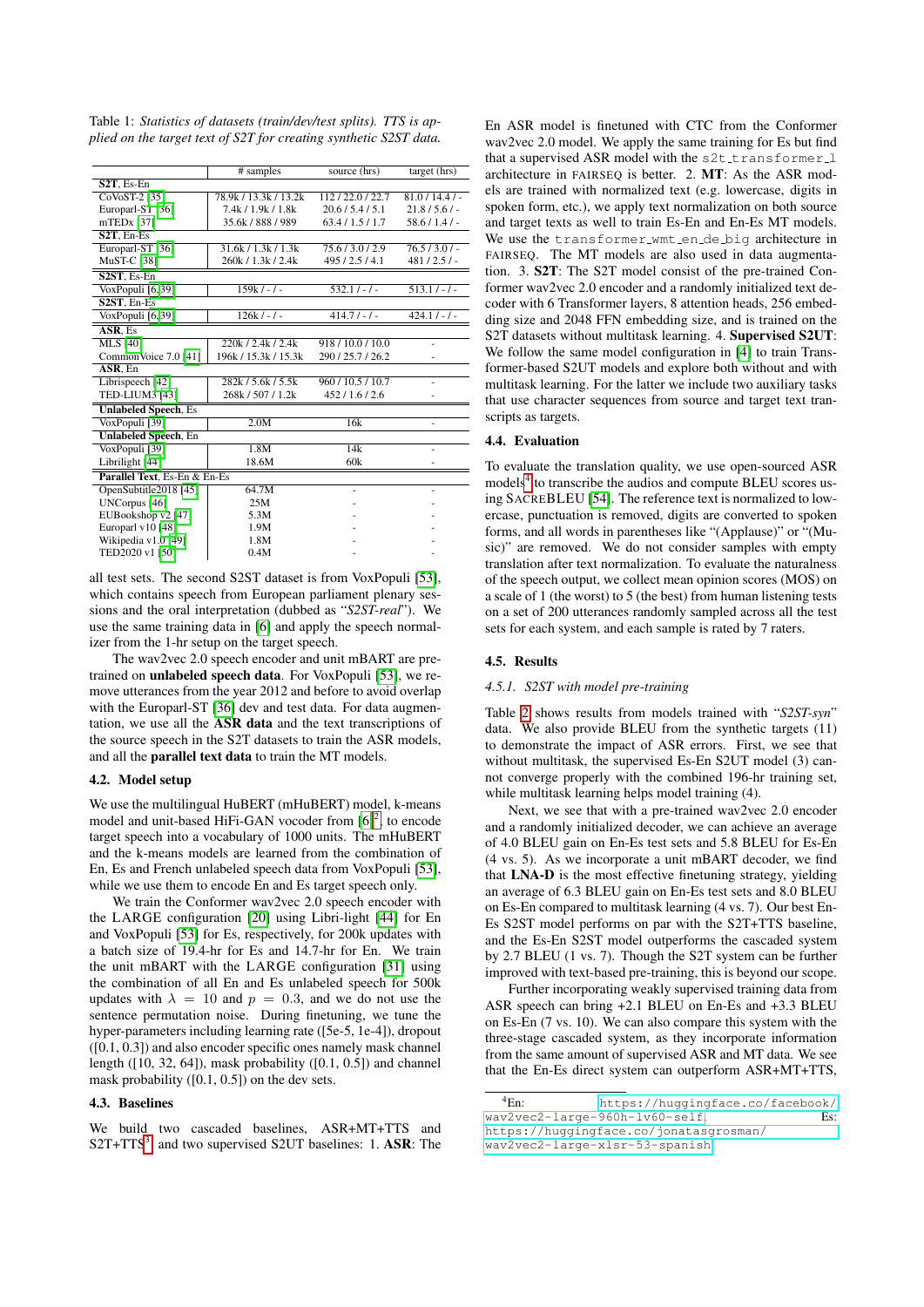Table 1: *Statistics of datasets (train/dev/test splits). TTS is applied on the target text of S2T for creating synthetic S2ST data.*

| | # samples | source (hrs) | target (hrs) |
|---|---|---|---|
| **S2T**, Es-En | | | |
| CoVoST-2 [35] | 78.9k / 13.3k / 13.2k | 112 / 22.0 / 22.7 | 81.0 / 14.4 / - |
| Europarl-ST [36] | 7.4k / 1.9k / 1.8k | 20.6 / 5.4 / 5.1 | 21.8 / 5.6 / - |
| mTEDx [37] | 35.6k / 888 / 989 | 63.4 / 1.5 / 1.7 | 58.6 / 1.4 / - |
| **S2T**, En-Es | | | |
| Europarl-ST [36] | 31.6k / 1.3k / 1.3k | 75.6 / 3.0 / 2.9 | 76.5 / 3.0 / - |
| MuST-C [38] | 260k / 1.3k / 2.4k | 495 / 2.5 / 4.1 | 481 / 2.5 / - |
| **S2ST**, Es-En | | | |
| VoxPopuli [6,39] | 159k / - / - | 532.1 / - / - | 513.1 / - / - |
| **S2ST**, En-Es | | | |
| VoxPopuli [6,39] | 126k / - / - | 414.7 / - / - | 424.1 / - / - |
| **ASR**, Es | | | |
| MLS [40] | 220k / 2.4k / 2.4k | 918 / 10.0 / 10.0 | - |
| CommonVoice 7.0 [41] | 196k / 15.3k / 15.3k | 290 / 25.7 / 26.2 | - |
| **ASR**, En | | | |
| Librispeech [42] | 282k / 5.6k / 5.5k | 960 / 10.5 / 10.7 | - |
| TED-LIUM3 [43] | 268k / 507 / 1.2k | 452 / 1.6 / 2.6 | - |
| **Unlabeled Speech**, Es | | | |
| VoxPopuli [39] | 2.0M | 16k | - |
| **Unlabeled Speech**, En | | | |
| VoxPopuli [39] | 1.8M | 14k | - |
| Librilight [44] | 18.6M | 60k | - |
| **Parallel Text**, Es-En & En-Es | | | |
| OpenSubtitle2018 [45] | 64.7M | - | - |
| UNCorpus [46] | 25M | - | - |
| EUBookshop v2 [47] | 5.3M | - | - |
| Europarl v10 [48] | 1.9M | - | - |
| Wikipedia v1.0 [49] | 1.8M | - | - |
| TED2020 v1 [50] | 0.4M | - | - |

all test sets. The second S2ST dataset is from VoxPopuli [53], which contains speech from European parliament plenary sessions and the oral interpretation (dubbed as "*S2ST-real*"). We use the same training data in [6] and apply the speech normalizer from the 1-hr setup on the target speech.

The wav2vec 2.0 speech encoder and unit mBART are pre-trained on **unlabeled speech data**. For VoxPopuli [53], we remove utterances from the year 2012 and before to avoid overlap with the Europarl-ST [36] dev and test data. For data augmentation, we use all the **ASR data** and the text transcriptions of the source speech in the S2T datasets to train the ASR models, and all the **parallel text data** to train the MT models.

## 4.2. Model setup

We use the multilingual HuBERT (mHuBERT) model, k-means model and unit-based HiFi-GAN vocoder from [6][2], to encode target speech into a vocabulary of 1000 units. The mHuBERT and the k-means models are learned from the combination of En, Es and French unlabeled speech data from VoxPopuli [53], while we use them to encode En and Es target speech only.

We train the Conformer wav2vec 2.0 speech encoder with the LARGE configuration [20] using Libri-light [44] for En and VoxPopuli [53] for Es, respectively, for 200k updates with a batch size of 19.4-hr for Es and 14.7-hr for En. We train the unit mBART with the LARGE configuration [31] using the combination of all En and Es unlabeled speech for 500k updates with $\lambda = 10$ and $p = 0.3$, and we do not use the sentence permutation noise. During finetuning, we tune the hyper-parameters including learning rate ([5e-5, 1e-4]), dropout ([0.1, 0.3]) and also encoder specific ones namely mask channel length ([10, 32, 64]), mask probability ([0.1, 0.5]) and channel mask probability ([0.1, 0.5]) on the dev sets.

## 4.3. Baselines

We build two cascaded baselines, ASR+MT+TTS and S2T+TTS[3] and two supervised S2UT baselines: 1. **ASR**: The En ASR model is finetuned with CTC from the Conformer wav2vec 2.0 model. We apply the same training for Es but find that a supervised ASR model with the `s2t_transformer_l` architecture in FAIRSEQ is better. 2. **MT**: As the ASR models are trained with normalized text (e.g. lowercase, digits in spoken form, etc.), we apply text normalization on both source and target texts as well to train Es-En and En-Es MT models. We use the `transformer_wmt_en_de_big` architecture in FAIRSEQ. The MT models are also used in data augmentation. 3. **S2T**: The S2T model consist of the pre-trained Conformer wav2vec 2.0 encoder and a randomly initialized text decoder with 6 Transformer layers, 8 attention heads, 256 embedding size and 2048 FFN embedding size, and is trained on the S2T datasets without multitask learning. 4. **Supervised S2UT**: We follow the same model configuration in [4] to train Transformer-based S2UT models and explore both without and with multitask learning. For the latter we include two auxiliary tasks that use character sequences from source and target text transcripts as targets.

## 4.4. Evaluation

To evaluate the translation quality, we use open-sourced ASR models[4] to transcribe the audios and compute BLEU scores using SacreBLEU [54]. The reference text is normalized to lowercase, punctuation is removed, digits are converted to spoken forms, and all words in parentheses like "(Applause)" or "(Music)" are removed. We do not consider samples with empty translation after text normalization. To evaluate the naturalness of the speech output, we collect mean opinion scores (MOS) on a scale of 1 (the worst) to 5 (the best) from human listening tests on a set of 200 utterances randomly sampled across all the test sets for each system, and each sample is rated by 7 raters.

## 4.5. Results

### 4.5.1. S2ST with model pre-training

Table 2 shows results from models trained with "*S2ST-syn*" data. We also provide BLEU from the synthetic targets (11) to demonstrate the impact of ASR errors. First, we see that without multitask, the supervised Es-En S2UT model (3) cannot converge properly with the combined 196-hr training set, while multitask learning helps model training (4).

Next, we see that with a pre-trained wav2vec 2.0 encoder and a randomly initialized decoder, we can achieve an average of 4.0 BLEU gain on En-Es test sets and 5.8 BLEU for Es-En (4 vs. 5). As we incorporate a unit mBART decoder, we find that **LNA-D** is the most effective finetuning strategy, yielding an average of 6.3 BLEU gain on En-Es test sets and 8.0 BLEU on Es-En compared to multitask learning (4 vs. 7). Our best En-Es S2ST model performs on par with the S2T+TTS baseline, and the Es-En S2ST model outperforms the cascaded system by 2.7 BLEU (1 vs. 7). Though the S2T system can be further improved with text-based pre-training, this is beyond our scope.

Further incorporating weakly supervised training data from ASR speech can bring +2.1 BLEU on En-Es and +3.3 BLEU on Es-En (7 vs. 10). We can also compare this system with the three-stage cascaded system, as they incorporate information from the same amount of supervised ASR and MT data. We see that the En-Es direct system can outperform ASR+MT+TTS,

[4] En: https://huggingface.co/facebook/wav2vec2-large-960h-lv60-self, Es: https://huggingface.co/jonatasgrosman/wav2vec2-large-xlsr-53-spanish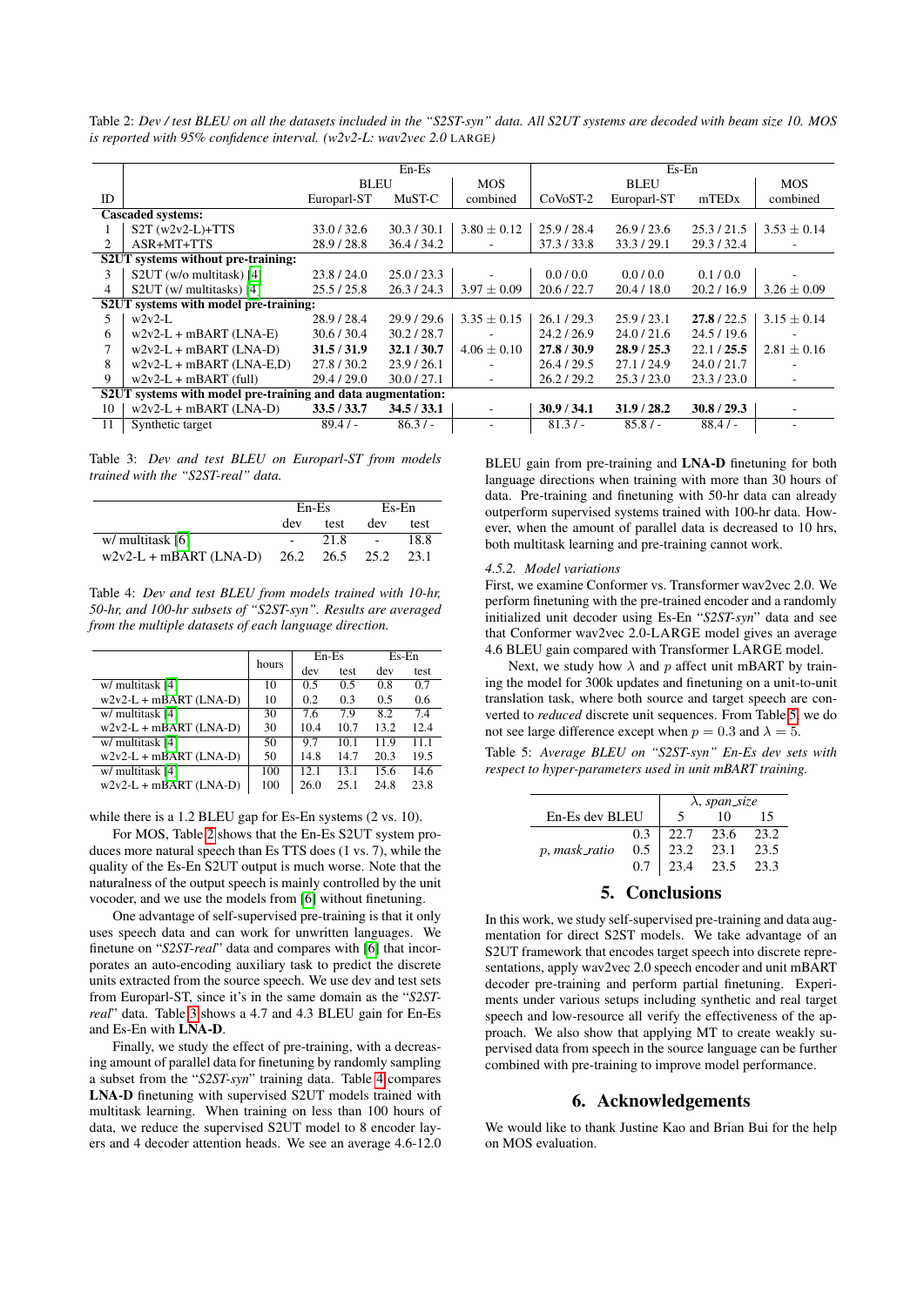Table 2: *Dev / test BLEU on all the datasets included in the "S2ST-syn" data. All S2UT systems are decoded with beam size 10. MOS is reported with 95% confidence interval. (w2v2-L: wav2vec 2.0* LARGE*)*

| | | En-Es | | | Es-En | | | |
|---|---|---|---|---|---|---|---|---|
| | | BLEU | | MOS | BLEU | | | MOS |
| ID | | Europarl-ST | MuST-C | combined | CoVoST-2 | Europarl-ST | mTEDx | combined |
| **Cascaded systems:** | | | | | | | | |
| 1 | S2T (w2v2-L)+TTS | 33.0 / 32.6 | 30.3 / 30.1 | $3.80 \pm 0.12$ | 25.9 / 28.4 | 26.9 / 23.6 | 25.3 / 21.5 | $3.53 \pm 0.14$ |
| 2 | ASR+MT+TTS | 28.9 / 28.8 | 36.4 / 34.2 | - | 37.3 / 33.8 | 33.3 / 29.1 | 29.3 / 32.4 | - |
| **S2UT systems without pre-training:** | | | | | | | | |
| 3 | S2UT (w/o multitask) [4] | 23.8 / 24.0 | 25.0 / 23.3 | - | 0.0 / 0.0 | 0.0 / 0.0 | 0.1 / 0.0 | - |
| 4 | S2UT (w/ multitasks) [4] | 25.5 / 25.8 | 26.3 / 24.3 | $3.97 \pm 0.09$ | 20.6 / 22.7 | 20.4 / 18.0 | 20.2 / 16.9 | $3.26 \pm 0.09$ |
| **S2UT systems with model pre-training:** | | | | | | | | |
| 5 | w2v2-L | 28.9 / 28.4 | 29.9 / 29.6 | $3.35 \pm 0.15$ | 26.1 / 29.3 | 25.9 / 23.1 | **27.8** / 22.5 | $3.15 \pm 0.14$ |
| 6 | w2v2-L + mBART (LNA-E) | 30.6 / 30.4 | 30.2 / 28.7 | - | 24.2 / 26.9 | 24.0 / 21.6 | 24.5 / 19.6 | - |
| 7 | w2v2-L + mBART (LNA-D) | **31.5 / 31.9** | **32.1 / 30.7** | $4.06 \pm 0.10$ | **27.8 / 30.9** | **28.9 / 25.3** | 22.1 / **25.5** | $2.81 \pm 0.16$ |
| 8 | w2v2-L + mBART (LNA-E,D) | 27.8 / 30.2 | 23.9 / 26.1 | - | 26.4 / 29.5 | 27.1 / 24.9 | 24.0 / 21.7 | - |
| 9 | w2v2-L + mBART (full) | 29.4 / 29.0 | 30.0 / 27.1 | - | 26.2 / 29.2 | 25.3 / 23.0 | 23.3 / 23.0 | - |
| **S2UT systems with model pre-training and data augmentation:** | | | | | | | | |
| 10 | w2v2-L + mBART (LNA-D) | **33.5 / 33.7** | **34.5 / 33.1** | - | **30.9 / 34.1** | **31.9 / 28.2** | **30.8 / 29.3** | - |
| 11 | Synthetic target | 89.4 / - | 86.3 / - | - | 81.3 / - | 85.8 / - | 88.4 / - | - |

Table 3: *Dev and test BLEU on Europarl-ST from models trained with the "S2ST-real" data.*

| | En-Es | | Es-En | |
|---|---|---|---|---|
| | dev | test | dev | test |
| w/ multitask [6] | - | 21.8 | - | 18.8 |
| w2v2-L + mBART (LNA-D) | 26.2 | 26.5 | 25.2 | 23.1 |

Table 4: *Dev and test BLEU from models trained with 10-hr, 50-hr, and 100-hr subsets of "S2ST-syn". Results are averaged from the multiple datasets of each language direction.*

| | hours | En-Es | | Es-En | |
|---|---|---|---|---|---|
| | | dev | test | dev | test |
| w/ multitask [4] | 10 | 0.5 | 0.5 | 0.8 | 0.7 |
| w2v2-L + mBART (LNA-D) | 10 | 0.2 | 0.3 | 0.5 | 0.6 |
| w/ multitask [4] | 30 | 7.6 | 7.9 | 8.2 | 7.4 |
| w2v2-L + mBART (LNA-D) | 30 | 10.4 | 10.7 | 13.2 | 12.4 |
| w/ multitask [4] | 50 | 9.7 | 10.1 | 11.9 | 11.1 |
| w2v2-L + mBART (LNA-D) | 50 | 14.8 | 14.7 | 20.3 | 19.5 |
| w/ multitask [4] | 100 | 12.1 | 13.1 | 15.6 | 14.6 |
| w2v2-L + mBART (LNA-D) | 100 | 26.0 | 25.1 | 24.8 | 23.8 |

while there is a 1.2 BLEU gap for Es-En systems (2 vs. 10).

For MOS, Table 2 shows that the En-Es S2UT system produces more natural speech than Es TTS does (1 vs. 7), while the quality of the Es-En S2UT output is much worse. Note that the naturalness of the output speech is mainly controlled by the unit vocoder, and we use the models from [6] without finetuning.

One advantage of self-supervised pre-training is that it only uses speech data and can work for unwritten languages. We finetune on "*S2ST-real*" data and compares with [6] that incorporates an auto-encoding auxiliary task to predict the discrete units extracted from the source speech. We use dev and test sets from Europarl-ST, since it's in the same domain as the "*S2ST-real*" data. Table 3 shows a 4.7 and 4.3 BLEU gain for En-Es and Es-En with **LNA-D**.

Finally, we study the effect of pre-training, with a decreasing amount of parallel data for finetuning by randomly sampling a subset from the "*S2ST-syn*" training data. Table 4 compares **LNA-D** finetuning with supervised S2UT models trained with multitask learning. When training on less than 100 hours of data, we reduce the supervised S2UT model to 8 encoder layers and 4 decoder attention heads. We see an average 4.6-12.0 BLEU gain from pre-training and **LNA-D** finetuning for both language directions when training with more than 30 hours of data. Pre-training and finetuning with 50-hr data can already outperform supervised systems trained with 100-hr data. However, when the amount of parallel data is decreased to 10 hrs, both multitask learning and pre-training cannot work.

### 4.5.2. Model variations

First, we examine Conformer vs. Transformer wav2vec 2.0. We perform finetuning with the pre-trained encoder and a randomly initialized unit decoder using Es-En "*S2ST-syn*" data and see that Conformer wav2vec 2.0-LARGE model gives an average 4.6 BLEU gain compared with Transformer LARGE model.

Next, we study how $\lambda$ and $p$ affect unit mBART by training the model for 300k updates and finetuning on a unit-to-unit translation task, where both source and target speech are converted to *reduced* discrete unit sequences. From Table 5, we do not see large difference except when $p = 0.3$ and $\lambda = 5$.

Table 5: *Average BLEU on "S2ST-syn" En-Es dev sets with respect to hyper-parameters used in unit mBART training.*

| En-Es dev BLEU | | $\lambda$, *span_size* | | |
|---|---|---|---|---|
| | | 5 | 10 | 15 |
| $p$, *mask_ratio* | 0.3 | 22.7 | 23.6 | 23.2 |
| | 0.5 | 23.2 | 23.1 | 23.5 |
| | 0.7 | 23.4 | 23.5 | 23.3 |

# 5. Conclusions

In this work, we study self-supervised pre-training and data augmentation for direct S2ST models. We take advantage of an S2UT framework that encodes target speech into discrete representations, apply wav2vec 2.0 speech encoder and unit mBART decoder pre-training and perform partial finetuning. Experiments under various setups including synthetic and real target speech and low-resource all verify the effectiveness of the approach. We also show that applying MT to create weakly supervised data from speech in the source language can be further combined with pre-training to improve model performance.

# 6. Acknowledgements

We would like to thank Justine Kao and Brian Bui for the help on MOS evaluation.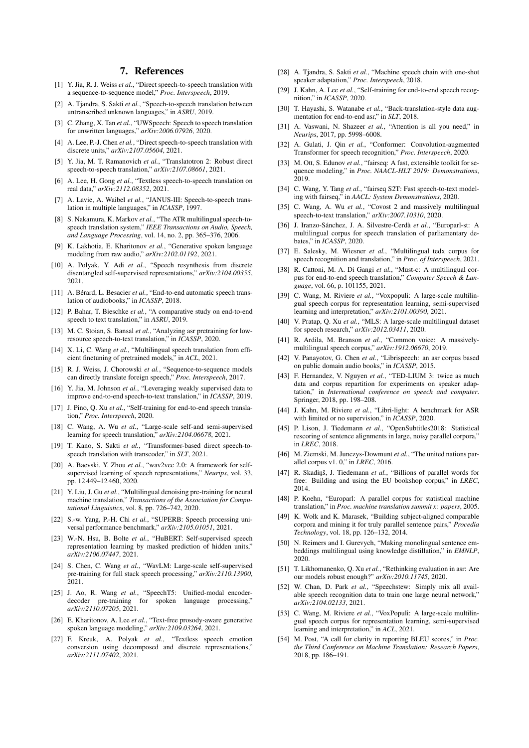## 7. References

[1] Y. Jia, R. J. Weiss *et al.*, "Direct speech-to-speech translation with a sequence-to-sequence model," *Proc. Interspeech*, 2019.

[2] A. Tjandra, S. Sakti *et al.*, "Speech-to-speech translation between untranscribed unknown languages," in *ASRU*, 2019.

[3] C. Zhang, X. Tan *et al.*, "UWSpeech: Speech to speech translation for unwritten languages," *arXiv:2006.07926*, 2020.

[4] A. Lee, P.-J. Chen *et al.*, "Direct speech-to-speech translation with discrete units," *arXiv:2107.05604*, 2021.

[5] Y. Jia, M. T. Ramanovich *et al.*, "Translatotron 2: Robust direct speech-to-speech translation," *arXiv:2107.08661*, 2021.

[6] A. Lee, H. Gong *et al.*, "Textless speech-to-speech translation on real data," *arXiv:2112.08352*, 2021.

[7] A. Lavie, A. Waibel *et al.*, "JANUS-III: Speech-to-speech translation in multiple languages," in *ICASSP*, 1997.

[8] S. Nakamura, K. Markov *et al.*, "The ATR multilingual speech-to-speech translation system," *IEEE Transactions on Audio, Speech, and Language Processing*, vol. 14, no. 2, pp. 365–376, 2006.

[9] K. Lakhotia, E. Kharitonov *et al.*, "Generative spoken language modeling from raw audio," *arXiv:2102.01192*, 2021.

[10] A. Polyak, Y. Adi *et al.*, "Speech resynthesis from discrete disentangled self-supervised representations," *arXiv:2104.00355*, 2021.

[11] A. Bérard, L. Besacier *et al.*, "End-to-end automatic speech translation of audiobooks," in *ICASSP*, 2018.

[12] P. Bahar, T. Bieschke *et al.*, "A comparative study on end-to-end speech to text translation," in *ASRU*, 2019.

[13] M. C. Stoian, S. Bansal *et al.*, "Analyzing asr pretraining for low-resource speech-to-text translation," in *ICASSP*, 2020.

[14] X. Li, C. Wang *et al.*, "Multilingual speech translation from efficient finetuning of pretrained models," in *ACL*, 2021.

[15] R. J. Weiss, J. Chorowski *et al.*, "Sequence-to-sequence models can directly translate foreign speech," *Proc. Interspeech*, 2017.

[16] Y. Jia, M. Johnson *et al.*, "Leveraging weakly supervised data to improve end-to-end speech-to-text translation," in *ICASSP*, 2019.

[17] J. Pino, Q. Xu *et al.*, "Self-training for end-to-end speech translation," *Proc. Interspeech*, 2020.

[18] C. Wang, A. Wu *et al.*, "Large-scale self-and semi-supervised learning for speech translation," *arXiv:2104.06678*, 2021.

[19] T. Kano, S. Sakti *et al.*, "Transformer-based direct speech-to-speech translation with transcoder," in *SLT*, 2021.

[20] A. Baevski, Y. Zhou *et al.*, "wav2vec 2.0: A framework for self-supervised learning of speech representations," *Neurips*, vol. 33, pp. 12 449–12 460, 2020.

[21] Y. Liu, J. Gu *et al.*, "Multilingual denoising pre-training for neural machine translation," *Transactions of the Association for Computational Linguistics*, vol. 8, pp. 726–742, 2020.

[22] S.-w. Yang, P.-H. Chi *et al.*, "SUPERB: Speech processing universal performance benchmark," *arXiv:2105.01051*, 2021.

[23] W.-N. Hsu, B. Bolte *et al.*, "HuBERT: Self-supervised speech representation learning by masked prediction of hidden units," *arXiv:2106.07447*, 2021.

[24] S. Chen, C. Wang *et al.*, "WavLM: Large-scale self-supervised pre-training for full stack speech processing," *arXiv:2110.13900*, 2021.

[25] J. Ao, R. Wang *et al.*, "SpeechT5: Unified-modal encoder-decoder pre-training for spoken language processing," *arXiv:2110.07205*, 2021.

[26] E. Kharitonov, A. Lee *et al.*, "Text-free prosody-aware generative spoken language modeling," *arXiv:2109.03264*, 2021.

[27] F. Kreuk, A. Polyak *et al.*, "Textless speech emotion conversion using decomposed and discrete representations," *arXiv:2111.07402*, 2021.

[28] A. Tjandra, S. Sakti *et al.*, "Machine speech chain with one-shot speaker adaptation," *Proc. Interspeech*, 2018.

[29] J. Kahn, A. Lee *et al.*, "Self-training for end-to-end speech recognition," in *ICASSP*, 2020.

[30] T. Hayashi, S. Watanabe *et al.*, "Back-translation-style data augmentation for end-to-end asr," in *SLT*, 2018.

[31] A. Vaswani, N. Shazeer *et al.*, "Attention is all you need," in *Neurips*, 2017, pp. 5998–6008.

[32] A. Gulati, J. Qin *et al.*, "Conformer: Convolution-augmented Transformer for speech recognition," *Proc. Interspeech*, 2020.

[33] M. Ott, S. Edunov *et al.*, "fairseq: A fast, extensible toolkit for sequence modeling," in *Proc. NAACL-HLT 2019: Demonstrations*, 2019.

[34] C. Wang, Y. Tang *et al.*, "fairseq S2T: Fast speech-to-text modeling with fairseq," in *AACL: System Demonstrations*, 2020.

[35] C. Wang, A. Wu *et al.*, "Covost 2 and massively multilingual speech-to-text translation," *arXiv:2007.10310*, 2020.

[36] J. Iranzo-Sánchez, J. A. Silvestre-Cerdà *et al.*, "Europarl-st: A multilingual corpus for speech translation of parliamentary debates," in *ICASSP*, 2020.

[37] E. Salesky, M. Wiesner *et al.*, "Multilingual tedx corpus for speech recognition and translation," in *Proc. of Interspeech*, 2021.

[38] R. Cattoni, M. A. Di Gangi *et al.*, "Must-c: A multilingual corpus for end-to-end speech translation," *Computer Speech & Language*, vol. 66, p. 101155, 2021.

[39] C. Wang, M. Riviere *et al.*, "Voxpopuli: A large-scale multilingual speech corpus for representation learning, semi-supervised learning and interpretation," *arXiv:2101.00390*, 2021.

[40] V. Pratap, Q. Xu *et al.*, "MLS: A large-scale multilingual dataset for speech research," *arXiv:2012.03411*, 2020.

[41] R. Ardila, M. Branson *et al.*, "Common voice: A massively-multilingual speech corpus," *arXiv:1912.06670*, 2019.

[42] V. Panayotov, G. Chen *et al.*, "Librispeech: an asr corpus based on public domain audio books," in *ICASSP*, 2015.

[43] F. Hernandez, V. Nguyen *et al.*, "TED-LIUM 3: twice as much data and corpus repartition for experiments on speaker adaptation," in *International conference on speech and computer*. Springer, 2018, pp. 198–208.

[44] J. Kahn, M. Riviere *et al.*, "Libri-light: A benchmark for ASR with limited or no supervision," in *ICASSP*, 2020.

[45] P. Lison, J. Tiedemann *et al.*, "OpenSubtitles2018: Statistical rescoring of sentence alignments in large, noisy parallel corpora," in *LREC*, 2018.

[46] M. Ziemski, M. Junczys-Dowmunt *et al.*, "The united nations parallel corpus v1. 0," in *LREC*, 2016.

[47] R. Skadiņš, J. Tiedemann *et al.*, "Billions of parallel words for free: Building and using the EU bookshop corpus," in *LREC*, 2014.

[48] P. Koehn, "Europarl: A parallel corpus for statistical machine translation," in *Proc. machine translation summit x: papers*, 2005.

[49] K. Wołk and K. Marasek, "Building subject-aligned comparable corpora and mining it for truly parallel sentence pairs," *Procedia Technology*, vol. 18, pp. 126–132, 2014.

[50] N. Reimers and I. Gurevych, "Making monolingual sentence embeddings multilingual using knowledge distillation," in *EMNLP*, 2020.

[51] T. Likhomanenko, Q. Xu *et al.*, "Rethinking evaluation in asr: Are our models robust enough?" *arXiv:2010.11745*, 2020.

[52] W. Chan, D. Park *et al.*, "Speechstew: Simply mix all available speech recognition data to train one large neural network," *arXiv:2104.02133*, 2021.

[53] C. Wang, M. Riviere *et al.*, "VoxPopuli: A large-scale multilingual speech corpus for representation learning, semi-supervised learning and interpretation," in *ACL*, 2021.

[54] M. Post, "A call for clarity in reporting BLEU scores," in *Proc. the Third Conference on Machine Translation: Research Papers*, 2018, pp. 186–191.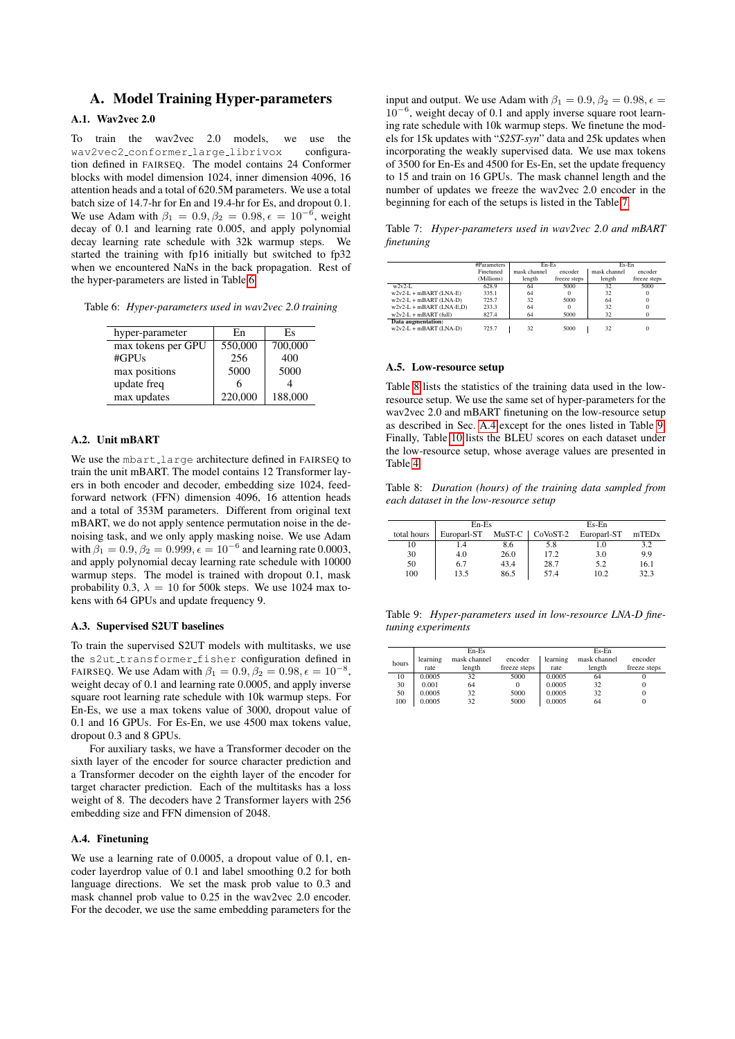# A. Model Training Hyper-parameters

## A.1. Wav2vec 2.0

To train the wav2vec 2.0 models, we use the `wav2vec2_conformer_large_librivox` configuration defined in FAIRSEQ. The model contains 24 Conformer blocks with model dimension 1024, inner dimension 4096, 16 attention heads and a total of 620.5M parameters. We use a total batch size of 14.7-hr for En and 19.4-hr for Es, and dropout 0.1. We use Adam with $\beta_1 = 0.9, \beta_2 = 0.98, \epsilon = 10^{-6}$, weight decay of 0.1 and learning rate 0.005, and apply polynomial decay learning rate schedule with 32k warmup steps. We started the training with fp16 initially but switched to fp32 when we encountered NaNs in the back propagation. Rest of the hyper-parameters are listed in Table 6.

Table 6: *Hyper-parameters used in wav2vec 2.0 training*

| hyper-parameter | En | Es |
|---|---|---|
| max tokens per GPU | 550,000 | 700,000 |
| #GPUs | 256 | 400 |
| max positions | 5000 | 5000 |
| update freq | 6 | 4 |
| max updates | 220,000 | 188,000 |

## A.2. Unit mBART

We use the `mbart_large` architecture defined in FAIRSEQ to train the unit mBART. The model contains 12 Transformer layers in both encoder and decoder, embedding size 1024, feed-forward network (FFN) dimension 4096, 16 attention heads and a total of 353M parameters. Different from original text mBART, we do not apply sentence permutation noise in the denoising task, and we only apply masking noise. We use Adam with $\beta_1 = 0.9, \beta_2 = 0.999, \epsilon = 10^{-6}$ and learning rate 0.0003, and apply polynomial decay learning rate schedule with 10000 warmup steps. The model is trained with dropout 0.1, mask probability 0.3, $\lambda = 10$ for 500k steps. We use 1024 max tokens with 64 GPUs and update frequency 9.

## A.3. Supervised S2UT baselines

To train the supervised S2UT models with multitasks, we use the `s2ut_transformer_fisher` configuration defined in FAIRSEQ. We use Adam with $\beta_1 = 0.9, \beta_2 = 0.98, \epsilon = 10^{-8}$, weight decay of 0.1 and learning rate 0.0005, and apply inverse square root learning rate schedule with 10k warmup steps. For En-Es, we use a max tokens value of 3000, dropout value of 0.1 and 16 GPUs. For Es-En, we use 4500 max tokens value, dropout 0.3 and 8 GPUs.

For auxiliary tasks, we have a Transformer decoder on the sixth layer of the encoder for source character prediction and a Transformer decoder on the eighth layer of the encoder for target character prediction. Each of the multitasks has a loss weight of 8. The decoders have 2 Transformer layers with 256 embedding size and FFN dimension of 2048.

## A.4. Finetuning

We use a learning rate of 0.0005, a dropout value of 0.1, encoder layerdrop value of 0.1 and label smoothing 0.2 for both language directions. We set the mask prob value to 0.3 and mask channel prob value to 0.25 in the wav2vec 2.0 encoder. For the decoder, we use the same embedding parameters for the input and output. We use Adam with $\beta_1 = 0.9, \beta_2 = 0.98, \epsilon = 10^{-6}$, weight decay of 0.1 and apply inverse square root learning rate schedule with 10k warmup steps. We finetune the models for 15k updates with "*S2ST-syn*" data and 25k updates when incorporating the weakly supervised data. We use max tokens of 3500 for En-Es and 4500 for Es-En, set the update frequency to 15 and train on 16 GPUs. The mask channel length and the number of updates we freeze the wav2vec 2.0 encoder in the beginning for each of the setups is listed in the Table 7.

Table 7: *Hyper-parameters used in wav2vec 2.0 and mBART finetuning*

| | #Parameters Finetuned (Millions) | En-Es mask channel length | En-Es encoder freeze steps | Es-En mask channel length | Es-En encoder freeze steps |
|---|---|---|---|---|---|
| w2v2-L | 628.9 | 64 | 5000 | 32 | 5000 |
| w2v2-L + mBART (LNA-E) | 335.1 | 64 | 0 | 32 | 0 |
| w2v2-L + mBART (LNA-D) | 725.7 | 32 | 5000 | 64 | 0 |
| w2v2-L + mBART (LNA-E,D) | 233.3 | 64 | 0 | 32 | 0 |
| w2v2-L + mBART (full) | 827.4 | 64 | 5000 | 32 | 0 |
| **Data augmentation:** | | | | | |
| w2v2-L + mBART (LNA-D) | 725.7 | 32 | 5000 | 32 | 0 |

## A.5. Low-resource setup

Table 8 lists the statistics of the training data used in the low-resource setup. We use the same set of hyper-parameters for the wav2vec 2.0 and mBART finetuning on the low-resource setup as described in Sec. A.4 except for the ones listed in Table 9. Finally, Table 10 lists the BLEU scores on each dataset under the low-resource setup, whose average values are presented in Table 4.

Table 8: *Duration (hours) of the training data sampled from each dataset in the low-resource setup*

| | En-Es | | Es-En | | |
|---|---|---|---|---|---|
| total hours | Europarl-ST | MuST-C | CoVoST-2 | Europarl-ST | mTEDx |
| 10 | 1.4 | 8.6 | 5.8 | 1.0 | 3.2 |
| 30 | 4.0 | 26.0 | 17.2 | 3.0 | 9.9 |
| 50 | 6.7 | 43.4 | 28.7 | 5.2 | 16.1 |
| 100 | 13.5 | 86.5 | 57.4 | 10.2 | 32.3 |

Table 9: *Hyper-parameters used in low-resource LNA-D finetuning experiments*

| | En-Es | | | Es-En | | |
|---|---|---|---|---|---|---|
| hours | learning rate | mask channel length | encoder freeze steps | learning rate | mask channel length | encoder freeze steps |
| 10 | 0.0005 | 32 | 5000 | 0.0005 | 64 | 0 |
| 30 | 0.001 | 64 | 0 | 0.0005 | 32 | 0 |
| 50 | 0.0005 | 32 | 5000 | 0.0005 | 32 | 0 |
| 100 | 0.0005 | 32 | 5000 | 0.0005 | 64 | 0 |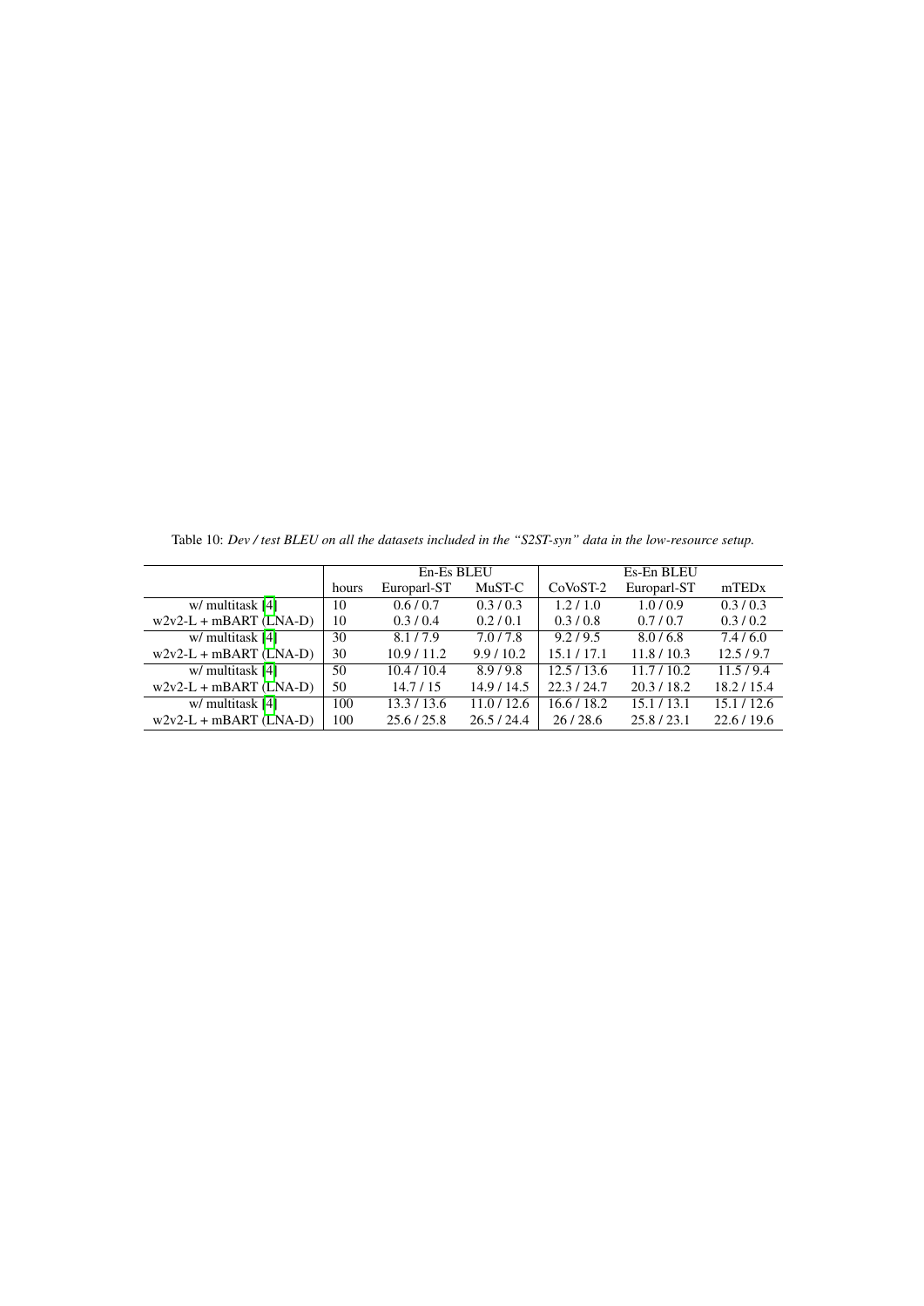Table 10: *Dev / test BLEU on all the datasets included in the "S2ST-syn" data in the low-resource setup.*

| | | En-Es BLEU | | Es-En BLEU | | |
|---|---|---|---|---|---|---|
| | hours | Europarl-ST | MuST-C | CoVoST-2 | Europarl-ST | mTEDx |
| w/ multitask [4] | 10 | 0.6 / 0.7 | 0.3 / 0.3 | 1.2 / 1.0 | 1.0 / 0.9 | 0.3 / 0.3 |
| w2v2-L + mBART (LNA-D) | 10 | 0.3 / 0.4 | 0.2 / 0.1 | 0.3 / 0.8 | 0.7 / 0.7 | 0.3 / 0.2 |
| w/ multitask [4] | 30 | 8.1 / 7.9 | 7.0 / 7.8 | 9.2 / 9.5 | 8.0 / 6.8 | 7.4 / 6.0 |
| w2v2-L + mBART (LNA-D) | 30 | 10.9 / 11.2 | 9.9 / 10.2 | 15.1 / 17.1 | 11.8 / 10.3 | 12.5 / 9.7 |
| w/ multitask [4] | 50 | 10.4 / 10.4 | 8.9 / 9.8 | 12.5 / 13.6 | 11.7 / 10.2 | 11.5 / 9.4 |
| w2v2-L + mBART (LNA-D) | 50 | 14.7 / 15 | 14.9 / 14.5 | 22.3 / 24.7 | 20.3 / 18.2 | 18.2 / 15.4 |
| w/ multitask [4] | 100 | 13.3 / 13.6 | 11.0 / 12.6 | 16.6 / 18.2 | 15.1 / 13.1 | 15.1 / 12.6 |
| w2v2-L + mBART (LNA-D) | 100 | 25.6 / 25.8 | 26.5 / 24.4 | 26 / 28.6 | 25.8 / 23.1 | 22.6 / 19.6 |